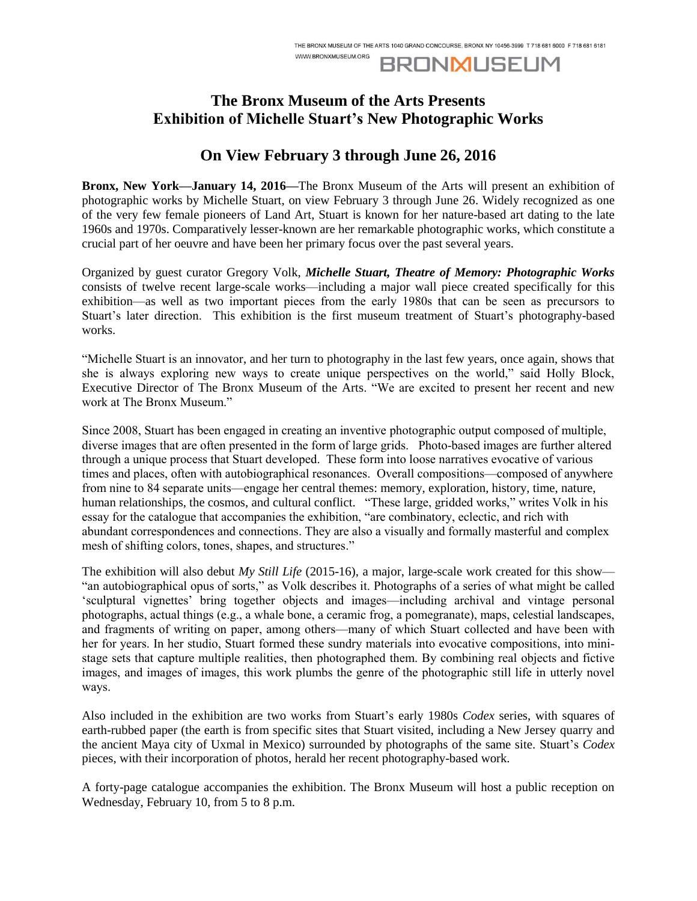THE BRONX MUSEUM OF THE ARTS 1040 GRAND CONCOURSE, BRONX NY 10456-3999 T 718 681 6000 F 718 681 6181
WWW.BRONXMUSEUM.ORG

BRONXMUSEUM

# The Bronx Museum of the Arts Presents Exhibition of Michelle Stuart's New Photographic Works

## On View February 3 through June 26, 2016

**Bronx, New York—January 14, 2016—**The Bronx Museum of the Arts will present an exhibition of photographic works by Michelle Stuart, on view February 3 through June 26. Widely recognized as one of the very few female pioneers of Land Art, Stuart is known for her nature-based art dating to the late 1960s and 1970s. Comparatively lesser-known are her remarkable photographic works, which constitute a crucial part of her oeuvre and have been her primary focus over the past several years.

Organized by guest curator Gregory Volk, ***Michelle Stuart, Theatre of Memory: Photographic Works*** consists of twelve recent large-scale works—including a major wall piece created specifically for this exhibition—as well as two important pieces from the early 1980s that can be seen as precursors to Stuart's later direction. This exhibition is the first museum treatment of Stuart's photography-based works.

"Michelle Stuart is an innovator, and her turn to photography in the last few years, once again, shows that she is always exploring new ways to create unique perspectives on the world," said Holly Block, Executive Director of The Bronx Museum of the Arts. "We are excited to present her recent and new work at The Bronx Museum."

Since 2008, Stuart has been engaged in creating an inventive photographic output composed of multiple, diverse images that are often presented in the form of large grids. Photo-based images are further altered through a unique process that Stuart developed. These form into loose narratives evocative of various times and places, often with autobiographical resonances. Overall compositions—composed of anywhere from nine to 84 separate units—engage her central themes: memory, exploration, history, time, nature, human relationships, the cosmos, and cultural conflict. "These large, gridded works," writes Volk in his essay for the catalogue that accompanies the exhibition, "are combinatory, eclectic, and rich with abundant correspondences and connections. They are also a visually and formally masterful and complex mesh of shifting colors, tones, shapes, and structures."

The exhibition will also debut *My Still Life* (2015-16), a major, large-scale work created for this show—"an autobiographical opus of sorts," as Volk describes it. Photographs of a series of what might be called 'sculptural vignettes' bring together objects and images—including archival and vintage personal photographs, actual things (e.g., a whale bone, a ceramic frog, a pomegranate), maps, celestial landscapes, and fragments of writing on paper, among others—many of which Stuart collected and have been with her for years. In her studio, Stuart formed these sundry materials into evocative compositions, into mini-stage sets that capture multiple realities, then photographed them. By combining real objects and fictive images, and images of images, this work plumbs the genre of the photographic still life in utterly novel ways.

Also included in the exhibition are two works from Stuart's early 1980s *Codex* series, with squares of earth-rubbed paper (the earth is from specific sites that Stuart visited, including a New Jersey quarry and the ancient Maya city of Uxmal in Mexico) surrounded by photographs of the same site. Stuart's *Codex* pieces, with their incorporation of photos, herald her recent photography-based work.

A forty-page catalogue accompanies the exhibition. The Bronx Museum will host a public reception on Wednesday, February 10, from 5 to 8 p.m.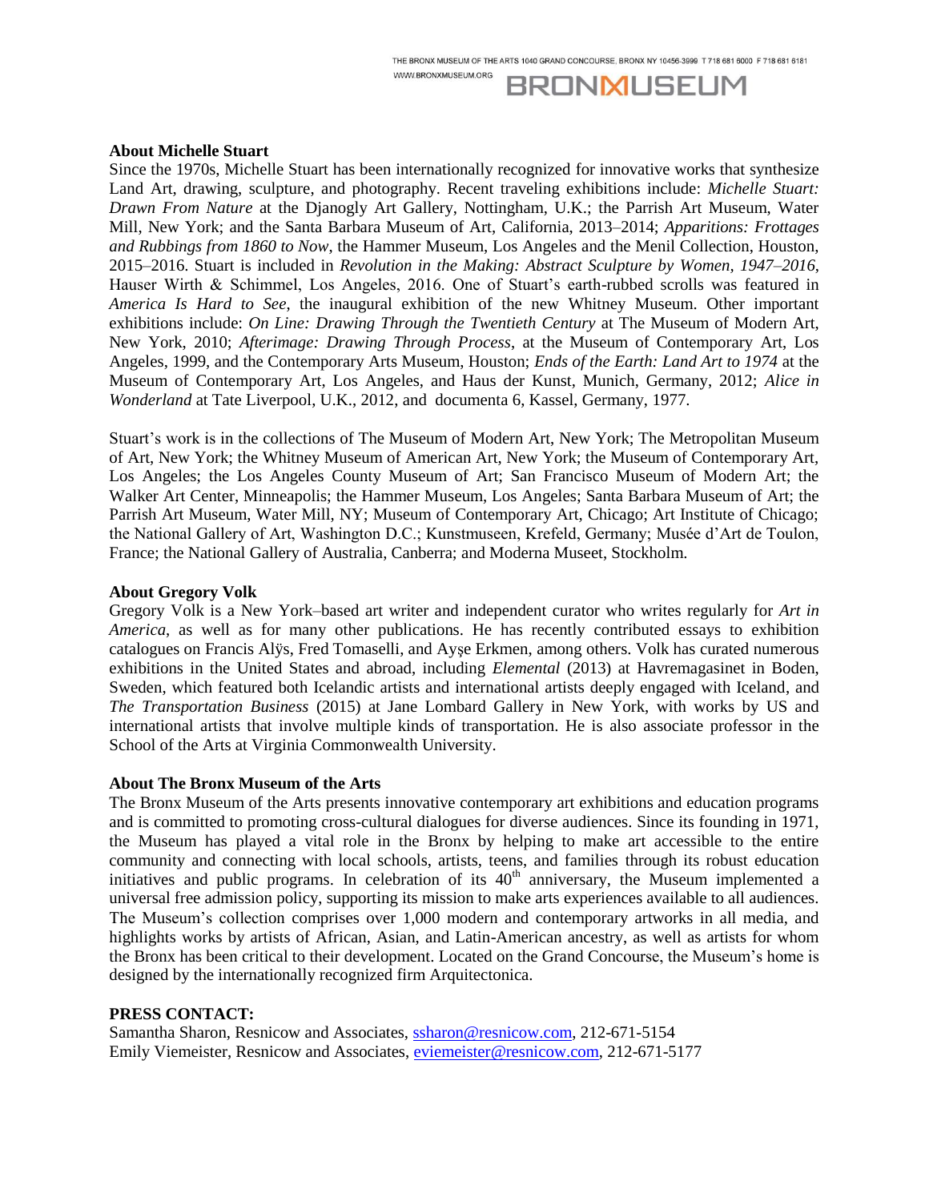**About Michelle Stuart**

Since the 1970s, Michelle Stuart has been internationally recognized for innovative works that synthesize Land Art, drawing, sculpture, and photography. Recent traveling exhibitions include: *Michelle Stuart: Drawn From Nature* at the Djanogly Art Gallery, Nottingham, U.K.; the Parrish Art Museum, Water Mill, New York; and the Santa Barbara Museum of Art, California, 2013–2014; *Apparitions: Frottages and Rubbings from 1860 to Now*, the Hammer Museum, Los Angeles and the Menil Collection, Houston, 2015–2016. Stuart is included in *Revolution in the Making: Abstract Sculpture by Women, 1947–2016*, Hauser Wirth & Schimmel, Los Angeles, 2016. One of Stuart's earth-rubbed scrolls was featured in *America Is Hard to See*, the inaugural exhibition of the new Whitney Museum. Other important exhibitions include: *On Line: Drawing Through the Twentieth Century* at The Museum of Modern Art, New York, 2010; *Afterimage: Drawing Through Process*, at the Museum of Contemporary Art, Los Angeles, 1999, and the Contemporary Arts Museum, Houston; *Ends of the Earth: Land Art to 1974* at the Museum of Contemporary Art, Los Angeles, and Haus der Kunst, Munich, Germany, 2012; *Alice in Wonderland* at Tate Liverpool, U.K., 2012, and documenta 6, Kassel, Germany, 1977.

Stuart's work is in the collections of The Museum of Modern Art, New York; The Metropolitan Museum of Art, New York; the Whitney Museum of American Art, New York; the Museum of Contemporary Art, Los Angeles; the Los Angeles County Museum of Art; San Francisco Museum of Modern Art; the Walker Art Center, Minneapolis; the Hammer Museum, Los Angeles; Santa Barbara Museum of Art; the Parrish Art Museum, Water Mill, NY; Museum of Contemporary Art, Chicago; Art Institute of Chicago; the National Gallery of Art, Washington D.C.; Kunstmuseen, Krefeld, Germany; Musée d'Art de Toulon, France; the National Gallery of Australia, Canberra; and Moderna Museet, Stockholm.

**About Gregory Volk**

Gregory Volk is a New York–based art writer and independent curator who writes regularly for *Art in America*, as well as for many other publications. He has recently contributed essays to exhibition catalogues on Francis Alÿs, Fred Tomaselli, and Ayşe Erkmen, among others. Volk has curated numerous exhibitions in the United States and abroad, including *Elemental* (2013) at Havremagasinet in Boden, Sweden, which featured both Icelandic artists and international artists deeply engaged with Iceland, and *The Transportation Business* (2015) at Jane Lombard Gallery in New York, with works by US and international artists that involve multiple kinds of transportation. He is also associate professor in the School of the Arts at Virginia Commonwealth University.

**About The Bronx Museum of the Arts**

The Bronx Museum of the Arts presents innovative contemporary art exhibitions and education programs and is committed to promoting cross-cultural dialogues for diverse audiences. Since its founding in 1971, the Museum has played a vital role in the Bronx by helping to make art accessible to the entire community and connecting with local schools, artists, teens, and families through its robust education initiatives and public programs. In celebration of its 40th anniversary, the Museum implemented a universal free admission policy, supporting its mission to make arts experiences available to all audiences. The Museum's collection comprises over 1,000 modern and contemporary artworks in all media, and highlights works by artists of African, Asian, and Latin-American ancestry, as well as artists for whom the Bronx has been critical to their development. Located on the Grand Concourse, the Museum's home is designed by the internationally recognized firm Arquitectonica.

**PRESS CONTACT:**

Samantha Sharon, Resnicow and Associates, ssharon@resnicow.com, 212-671-5154
Emily Viemeister, Resnicow and Associates, eviemeister@resnicow.com, 212-671-5177